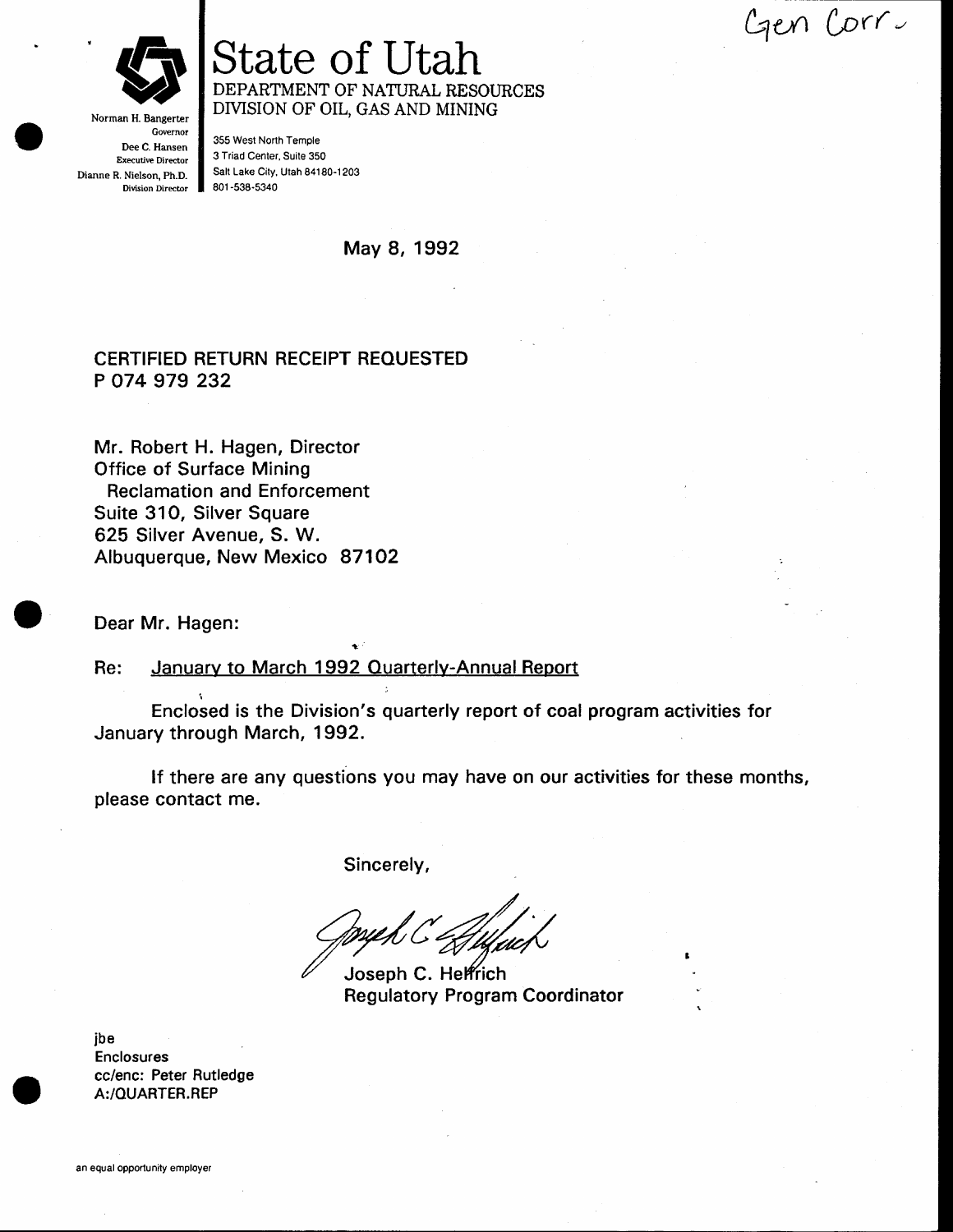Gen Corr.

# State of Utah

DEPARTMENT OF NATURAL RESOURCES
DIVISION OF OIL, GAS AND MINING

Norman H. Bangerter
Governor
Dee C. Hansen
Executive Director
Dianne R. Nielson, Ph.D.
Division Director

355 West North Temple
3 Triad Center, Suite 350
Salt Lake City, Utah 84180-1203
801-538-5340

May 8, 1992

CERTIFIED RETURN RECEIPT REQUESTED
P 074 979 232

Mr. Robert H. Hagen, Director
Office of Surface Mining
Reclamation and Enforcement
Suite 310, Silver Square
625 Silver Avenue, S. W.
Albuquerque, New Mexico 87102

Dear Mr. Hagen:

Re: January to March 1992 Quarterly-Annual Report

Enclosed is the Division's quarterly report of coal program activities for January through March, 1992.

If there are any questions you may have on our activities for these months, please contact me.

Sincerely,

Joseph C. Helfrich
Regulatory Program Coordinator

jbe
Enclosures
cc/enc: Peter Rutledge
A:/QUARTER.REP

an equal opportunity employer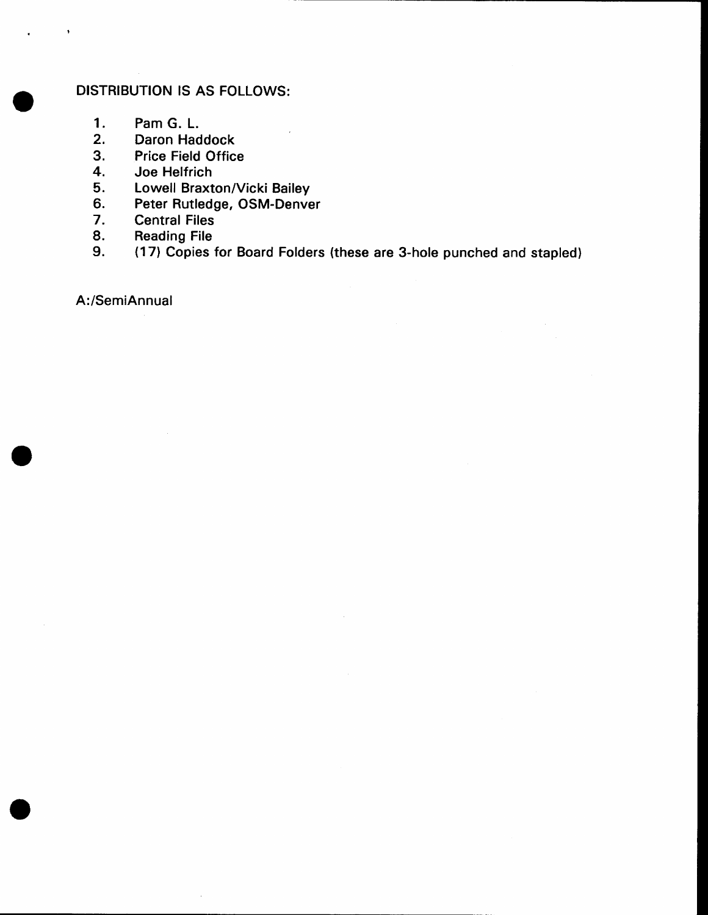DISTRIBUTION IS AS FOLLOWS:

1. Pam G. L.
2. Daron Haddock
3. Price Field Office
4. Joe Helfrich
5. Lowell Braxton/Vicki Bailey
6. Peter Rutledge, OSM-Denver
7. Central Files
8. Reading File
9. (17) Copies for Board Folders (these are 3-hole punched and stapled)

A:/SemiAnnual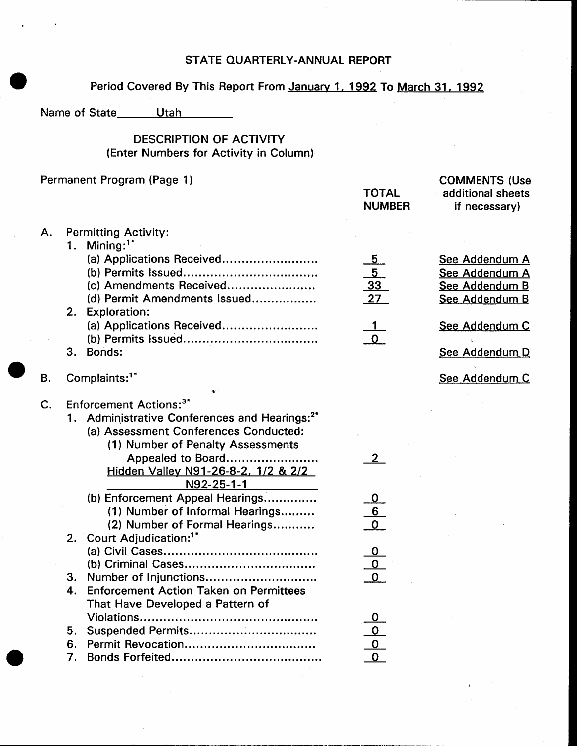# STATE QUARTERLY-ANNUAL REPORT

Period Covered By This Report From January 1, 1992 To March 31, 1992

Name of State Utah

## DESCRIPTION OF ACTIVITY
(Enter Numbers for Activity in Column)

| Permanent Program (Page 1) | TOTAL NUMBER | COMMENTS (Use additional sheets if necessary) |
|---|---|---|
| **A. Permitting Activity:** | | |
| 1. Mining:[1*] | | |
| (a) Applications Received | 5 | See Addendum A |
| (b) Permits Issued | 5 | See Addendum A |
| (c) Amendments Received | 33 | See Addendum B |
| (d) Permit Amendments Issued | 27 | See Addendum B |
| 2. Exploration: | | |
| (a) Applications Received | 1 | See Addendum C |
| (b) Permits Issued | 0 | |
| 3. Bonds: | | See Addendum D |
| **B. Complaints:[1*]** | | See Addendum C |
| **C. Enforcement Actions:[3*]** | | |
| 1. Administrative Conferences and Hearings:[2*] | | |
| (a) Assessment Conferences Conducted: | | |
| (1) Number of Penalty Assessments Appealed to Board | 2 | |
| Hidden Valley N91-26-8-2, 1/2 & 2/2 N92-25-1-1 | | |
| (b) Enforcement Appeal Hearings | 0 | |
| (1) Number of Informal Hearings | 6 | |
| (2) Number of Formal Hearings | 0 | |
| 2. Court Adjudication:[1*] | | |
| (a) Civil Cases | 0 | |
| (b) Criminal Cases | 0 | |
| 3. Number of Injunctions | 0 | |
| 4. Enforcement Action Taken on Permittees That Have Developed a Pattern of Violations | 0 | |
| 5. Suspended Permits | 0 | |
| 6. Permit Revocation | 0 | |
| 7. Bonds Forfeited | 0 | |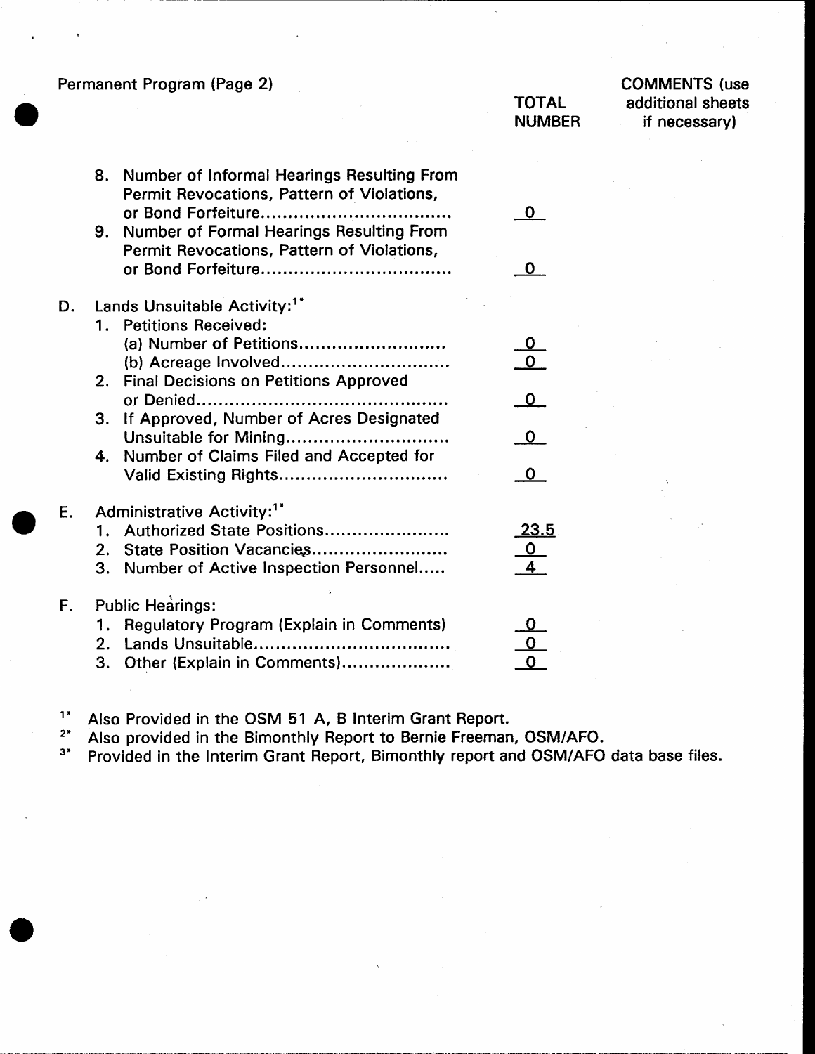Permanent Program (Page 2)

| | TOTAL NUMBER | COMMENTS (use additional sheets if necessary) |
|---|---|---|
| 8. Number of Informal Hearings Resulting From Permit Revocations, Pattern of Violations, or Bond Forfeiture | 0 | |
| 9. Number of Formal Hearings Resulting From Permit Revocations, Pattern of Violations, or Bond Forfeiture | 0 | |
| **D. Lands Unsuitable Activity:**[1*] | | |
| 1. Petitions Received: | | |
| (a) Number of Petitions | 0 | |
| (b) Acreage Involved | 0 | |
| 2. Final Decisions on Petitions Approved or Denied | 0 | |
| 3. If Approved, Number of Acres Designated Unsuitable for Mining | 0 | |
| 4. Number of Claims Filed and Accepted for Valid Existing Rights | 0 | |
| **E. Administrative Activity:**[1*] | | |
| 1. Authorized State Positions | 23.5 | |
| 2. State Position Vacancies | 0 | |
| 3. Number of Active Inspection Personnel | 4 | |
| **F. Public Hearings:** | | |
| 1. Regulatory Program (Explain in Comments) | 0 | |
| 2. Lands Unsuitable | 0 | |
| 3. Other (Explain in Comments) | 0 | |

[1*] Also Provided in the OSM 51 A, B Interim Grant Report.
[2*] Also provided in the Bimonthly Report to Bernie Freeman, OSM/AFO.
[3*] Provided in the Interim Grant Report, Bimonthly report and OSM/AFO data base files.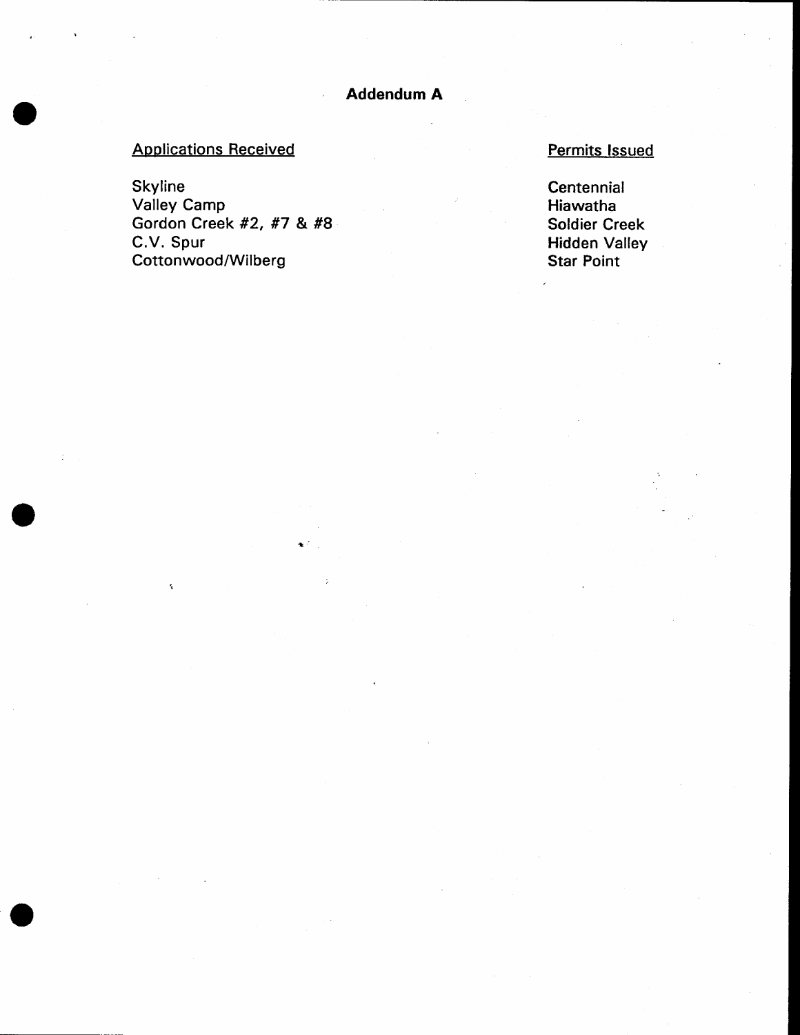# Addendum A

| Applications Received | Permits Issued |
| --- | --- |
| Skyline | Centennial |
| Valley Camp | Hiawatha |
| Gordon Creek #2, #7 & #8 | Soldier Creek |
| C.V. Spur | Hidden Valley |
| Cottonwood/Wilberg | Star Point |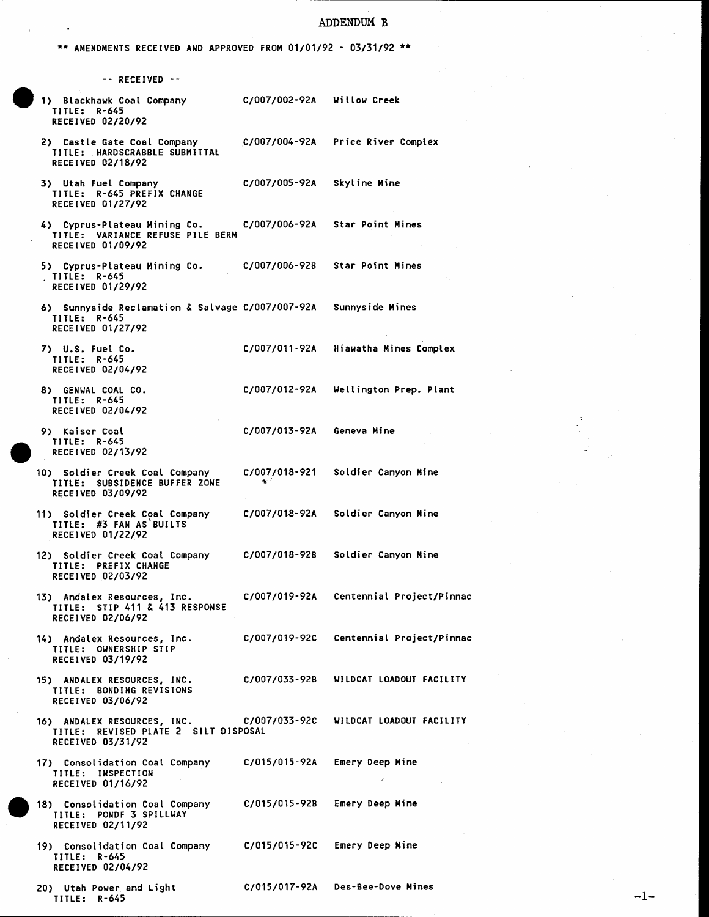# ADDENDUM B

** AMENDMENTS RECEIVED AND APPROVED FROM 01/01/92 - 03/31/92 **

-- RECEIVED --

1) Blackhawk Coal Company — C/007/002-92A — Willow Creek
   TITLE: R-645
   RECEIVED 02/20/92

2) Castle Gate Coal Company — C/007/004-92A — Price River Complex
   TITLE: HARDSCRABBLE SUBMITTAL
   RECEIVED 02/18/92

3) Utah Fuel Company — C/007/005-92A — Skyline Mine
   TITLE: R-645 PREFIX CHANGE
   RECEIVED 01/27/92

4) Cyprus-Plateau Mining Co. — C/007/006-92A — Star Point Mines
   TITLE: VARIANCE REFUSE PILE BERM
   RECEIVED 01/09/92

5) Cyprus-Plateau Mining Co. — C/007/006-92B — Star Point Mines
   TITLE: R-645
   RECEIVED 01/29/92

6) Sunnyside Reclamation & Salvage — C/007/007-92A — Sunnyside Mines
   TITLE: R-645
   RECEIVED 01/27/92

7) U.S. Fuel Co. — C/007/011-92A — Hiawatha Mines Complex
   TITLE: R-645
   RECEIVED 02/04/92

8) GENWAL COAL CO. — C/007/012-92A — Wellington Prep. Plant
   TITLE: R-645
   RECEIVED 02/04/92

9) Kaiser Coal — C/007/013-92A — Geneva Mine
   TITLE: R-645
   RECEIVED 02/13/92

10) Soldier Creek Coal Company — C/007/018-921 — Soldier Canyon Mine
    TITLE: SUBSIDENCE BUFFER ZONE
    RECEIVED 03/09/92

11) Soldier Creek Coal Company — C/007/018-92A — Soldier Canyon Mine
    TITLE: #3 FAN AS BUILTS
    RECEIVED 01/22/92

12) Soldier Creek Coal Company — C/007/018-92B — Soldier Canyon Mine
    TITLE: PREFIX CHANGE
    RECEIVED 02/03/92

13) Andalex Resources, Inc. — C/007/019-92A — Centennial Project/Pinnac
    TITLE: STIP 411 & 413 RESPONSE
    RECEIVED 02/06/92

14) Andalex Resources, Inc. — C/007/019-92C — Centennial Project/Pinnac
    TITLE: OWNERSHIP STIP
    RECEIVED 03/19/92

15) ANDALEX RESOURCES, INC. — C/007/033-92B — WILDCAT LOADOUT FACILITY
    TITLE: BONDING REVISIONS
    RECEIVED 03/06/92

16) ANDALEX RESOURCES, INC. — C/007/033-92C — WILDCAT LOADOUT FACILITY
    TITLE: REVISED PLATE 2 SILT DISPOSAL
    RECEIVED 03/31/92

17) Consolidation Coal Company — C/015/015-92A — Emery Deep Mine
    TITLE: INSPECTION
    RECEIVED 01/16/92

18) Consolidation Coal Company — C/015/015-92B — Emery Deep Mine
    TITLE: PONDF 3 SPILLWAY
    RECEIVED 02/11/92

19) Consolidation Coal Company — C/015/015-92C — Emery Deep Mine
    TITLE: R-645
    RECEIVED 02/04/92

20) Utah Power and Light — C/015/017-92A — Des-Bee-Dove Mines
    TITLE: R-645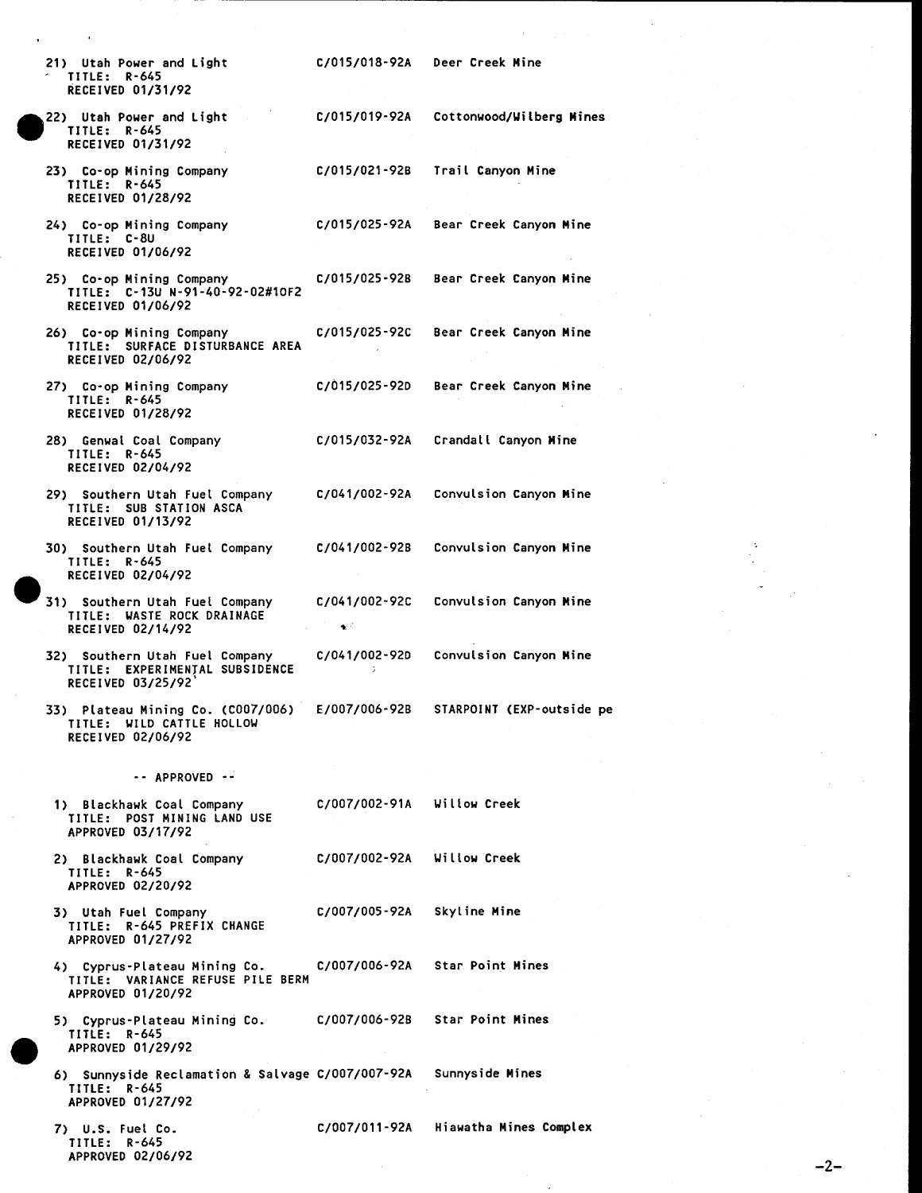21) Utah Power and Light C/015/018-92A Deer Creek Mine
TITLE: R-645
RECEIVED 01/31/92

22) Utah Power and Light C/015/019-92A Cottonwood/Wilberg Mines
TITLE: R-645
RECEIVED 01/31/92

23) Co-op Mining Company C/015/021-92B Trail Canyon Mine
TITLE: R-645
RECEIVED 01/28/92

24) Co-op Mining Company C/015/025-92A Bear Creek Canyon Mine
TITLE: C-8U
RECEIVED 01/06/92

25) Co-op Mining Company C/015/025-92B Bear Creek Canyon Mine
TITLE: C-13U N-91-40-92-02#1OF2
RECEIVED 01/06/92

26) Co-op Mining Company C/015/025-92C Bear Creek Canyon Mine
TITLE: SURFACE DISTURBANCE AREA
RECEIVED 02/06/92

27) Co-op Mining Company C/015/025-92D Bear Creek Canyon Mine
TITLE: R-645
RECEIVED 01/28/92

28) Genwal Coal Company C/015/032-92A Crandall Canyon Mine
TITLE: R-645
RECEIVED 02/04/92

29) Southern Utah Fuel Company C/041/002-92A Convulsion Canyon Mine
TITLE: SUB STATION ASCA
RECEIVED 01/13/92

30) Southern Utah Fuel Company C/041/002-92B Convulsion Canyon Mine
TITLE: R-645
RECEIVED 02/04/92

31) Southern Utah Fuel Company C/041/002-92C Convulsion Canyon Mine
TITLE: WASTE ROCK DRAINAGE
RECEIVED 02/14/92

32) Southern Utah Fuel Company C/041/002-92D Convulsion Canyon Mine
TITLE: EXPERIMENTAL SUBSIDENCE
RECEIVED 03/25/92

33) Plateau Mining Co. (C007/006) E/007/006-92B STARPOINT (EXP-outside pe
TITLE: WILD CATTLE HOLLOW
RECEIVED 02/06/92

-- APPROVED --

1) Blackhawk Coal Company C/007/002-91A Willow Creek
TITLE: POST MINING LAND USE
APPROVED 03/17/92

2) Blackhawk Coal Company C/007/002-92A Willow Creek
TITLE: R-645
APPROVED 02/20/92

3) Utah Fuel Company C/007/005-92A Skyline Mine
TITLE: R-645 PREFIX CHANGE
APPROVED 01/27/92

4) Cyprus-Plateau Mining Co. C/007/006-92A Star Point Mines
TITLE: VARIANCE REFUSE PILE BERM
APPROVED 01/20/92

5) Cyprus-Plateau Mining Co. C/007/006-92B Star Point Mines
TITLE: R-645
APPROVED 01/29/92

6) Sunnyside Reclamation & Salvage C/007/007-92A Sunnyside Mines
TITLE: R-645
APPROVED 01/27/92

7) U.S. Fuel Co. C/007/011-92A Hiawatha Mines Complex
TITLE: R-645
APPROVED 02/06/92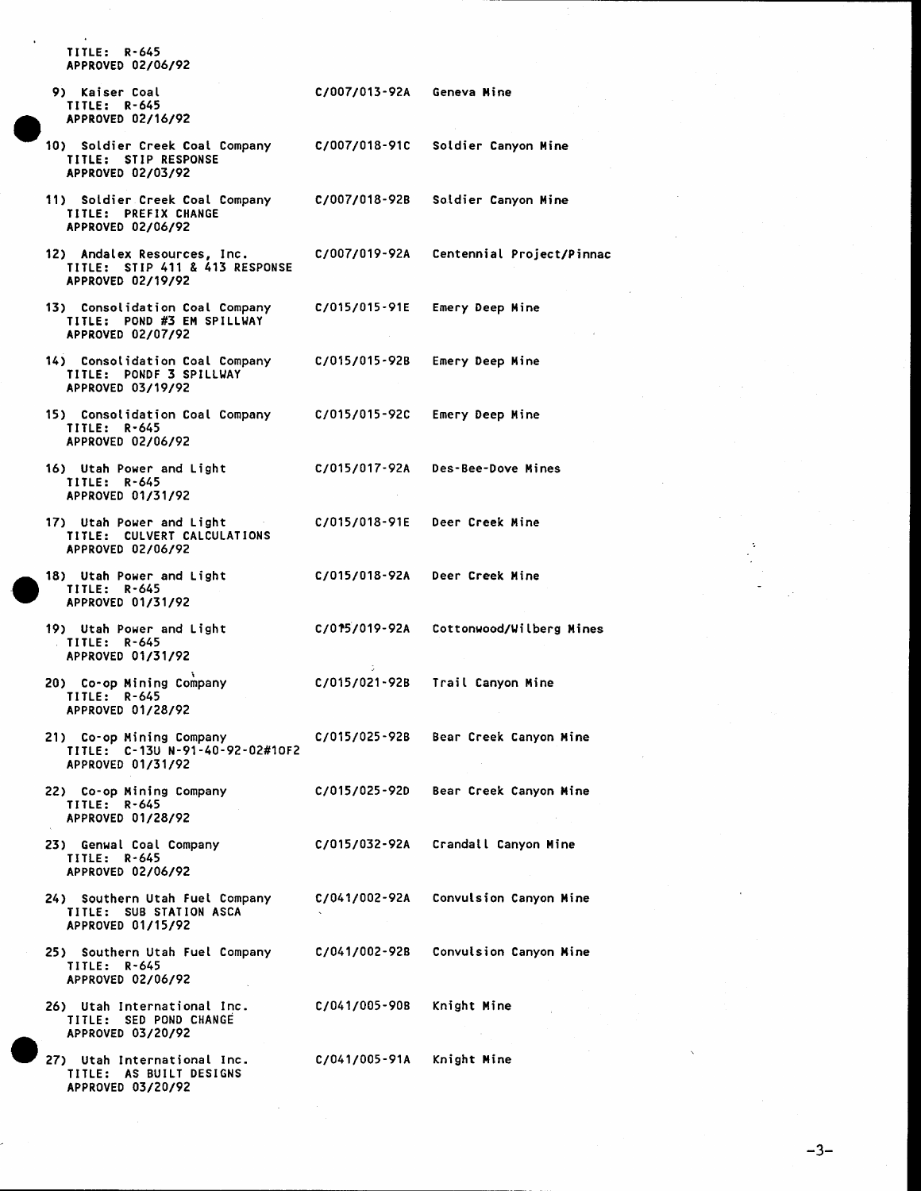TITLE: R-645
APPROVED 02/06/92

9) Kaiser Coal — C/007/013-92A — Geneva Mine
TITLE: R-645
APPROVED 02/16/92

10) Soldier Creek Coal Company — C/007/018-91C — Soldier Canyon Mine
TITLE: STIP RESPONSE
APPROVED 02/03/92

11) Soldier Creek Coal Company — C/007/018-92B — Soldier Canyon Mine
TITLE: PREFIX CHANGE
APPROVED 02/06/92

12) Andalex Resources, Inc. — C/007/019-92A — Centennial Project/Pinnac
TITLE: STIP 411 & 413 RESPONSE
APPROVED 02/19/92

13) Consolidation Coal Company — C/015/015-91E — Emery Deep Mine
TITLE: POND #3 EM SPILLWAY
APPROVED 02/07/92

14) Consolidation Coal Company — C/015/015-92B — Emery Deep Mine
TITLE: PONDF 3 SPILLWAY
APPROVED 03/19/92

15) Consolidation Coal Company — C/015/015-92C — Emery Deep Mine
TITLE: R-645
APPROVED 02/06/92

16) Utah Power and Light — C/015/017-92A — Des-Bee-Dove Mines
TITLE: R-645
APPROVED 01/31/92

17) Utah Power and Light — C/015/018-91E — Deer Creek Mine
TITLE: CULVERT CALCULATIONS
APPROVED 02/06/92

18) Utah Power and Light — C/015/018-92A — Deer Creek Mine
TITLE: R-645
APPROVED 01/31/92

19) Utah Power and Light — C/015/019-92A — Cottonwood/Wilberg Mines
TITLE: R-645
APPROVED 01/31/92

20) Co-op Mining Company — C/015/021-92B — Trail Canyon Mine
TITLE: R-645
APPROVED 01/28/92

21) Co-op Mining Company — C/015/025-92B — Bear Creek Canyon Mine
TITLE: C-13U N-91-40-92-02#1OF2
APPROVED 01/31/92

22) Co-op Mining Company — C/015/025-92D — Bear Creek Canyon Mine
TITLE: R-645
APPROVED 01/28/92

23) Genwal Coal Company — C/015/032-92A — Crandall Canyon Mine
TITLE: R-645
APPROVED 02/06/92

24) Southern Utah Fuel Company — C/041/002-92A — Convulsion Canyon Mine
TITLE: SUB STATION ASCA
APPROVED 01/15/92

25) Southern Utah Fuel Company — C/041/002-92B — Convulsion Canyon Mine
TITLE: R-645
APPROVED 02/06/92

26) Utah International Inc. — C/041/005-90B — Knight Mine
TITLE: SED POND CHANGE
APPROVED 03/20/92

27) Utah International Inc. — C/041/005-91A — Knight Mine
TITLE: AS BUILT DESIGNS
APPROVED 03/20/92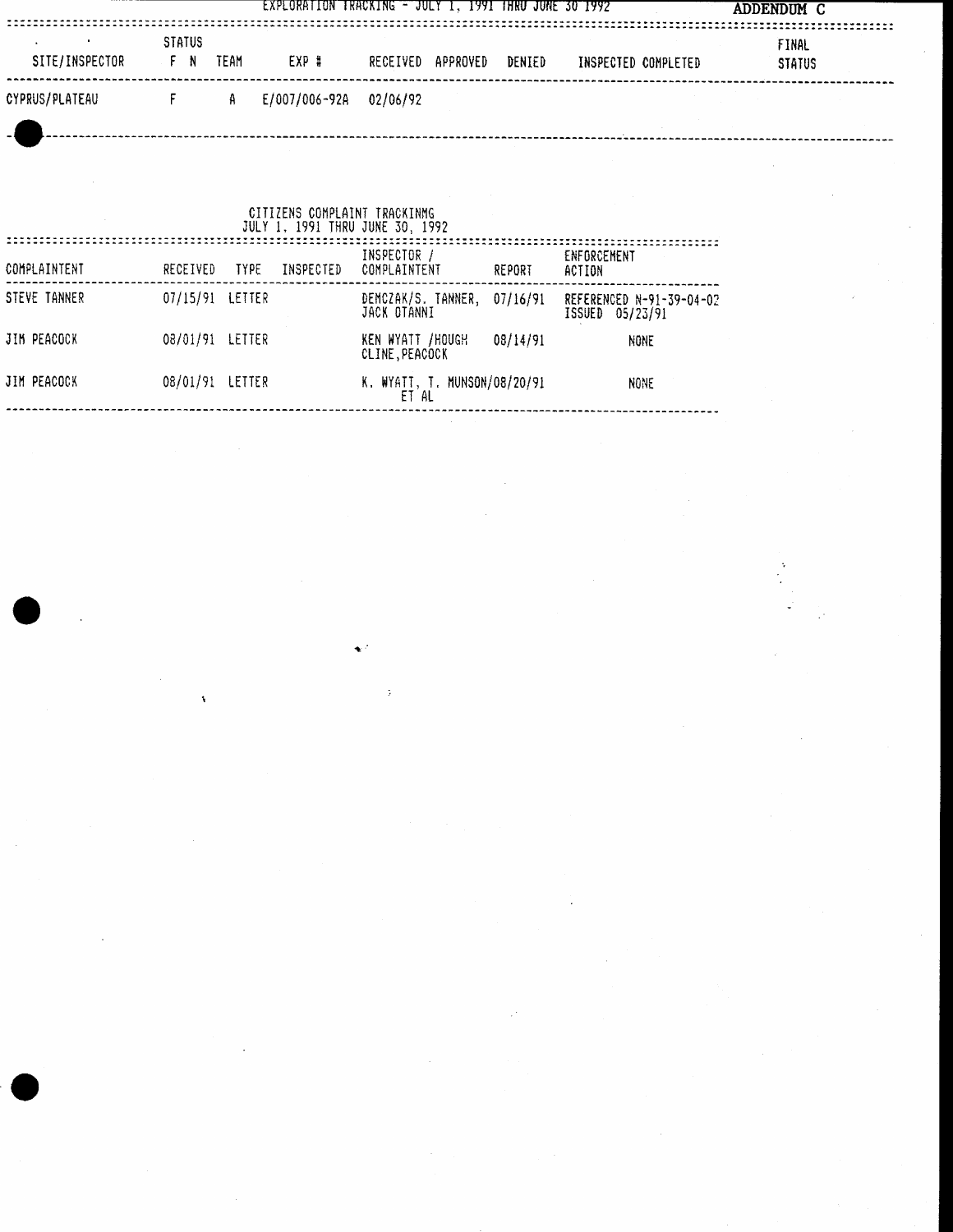EXPLORATION TRACKING - JULY 1, 1991 THRU JUNE 30 1992

**ADDENDUM C**

| SITE/INSPECTOR | STATUS F | STATUS N | TEAM | EXP # | RECEIVED | APPROVED | DENIED | INSPECTED | COMPLETED | FINAL STATUS |
|---|---|---|---|---|---|---|---|---|---|---|
| CYPRUS/PLATEAU | F | | A | E/007/006-92A | 02/06/92 | | | | | |

CITIZENS COMPLAINT TRACKINMG
JULY 1, 1991 THRU JUNE 30, 1992

| COMPLAINTENT | RECEIVED | TYPE | INSPECTED | INSPECTOR / COMPLAINTENT | REPORT | ENFORCEMENT ACTION |
|---|---|---|---|---|---|---|
| STEVE TANNER | 07/15/91 | LETTER | | DEMCZAK/S. TANNER, JACK OTANNI | 07/16/91 | REFERENCED N-91-39-04-02 ISSUED 05/23/91 |
| JIM PEACOCK | 08/01/91 | LETTER | | KEN WYATT /HOUGH CLINE,PEACOCK | 08/14/91 | NONE |
| JIM PEACOCK | 08/01/91 | LETTER | | K. WYATT, T. MUNSON/ ET AL | 08/20/91 | NONE |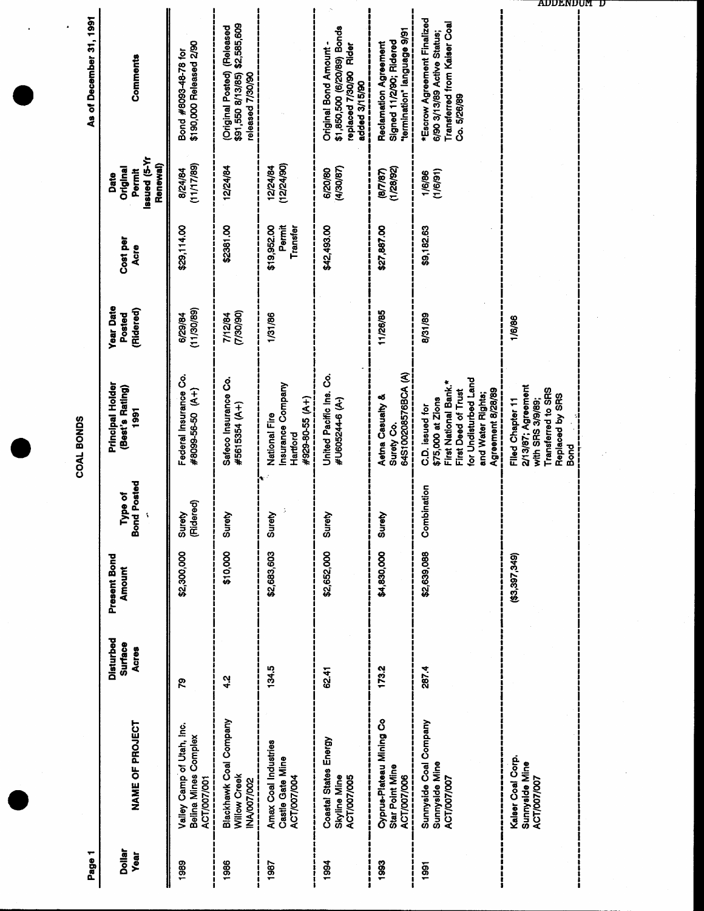ADDENDUM D

# COAL BONDS

As of December 31, 1991

| Dollar Year | NAME OF PROJECT | Disturbed Surface Acres | Present Bond Amount | Type of Bond Posted | Principal Holder (Best's Rating) 1991 | Year Date Posted (Ridered) | Cost per Acre | Date Original Permit Issued (5-Yr Renewal) | Comments |
|---|---|---|---|---|---|---|---|---|---|
| 1989 | Valley Camp of Utah, Inc. Belina Mines Complex ACT/007/001 | 79 | $2,300,000 | Surety (Ridered) | Federal Insurance Co. #8099-56-50 (A+) | 6/29/84 (11/30/89) | $29,114.00 | 8/24/84 (11/17/89) | Bond #8093-48-78 for $190,000 Released 2/90 |
| 1986 | Blackhawk Coal Company Willow Creek INA/007/002 | 4.2 | $10,000 | Surety | Safeco Insurance Co. #5615354 (A+) | 7/12/84 (7/30/90) | $2381.00 | 12/24/84 | (Original Posted) (Released $91,550 8/13/85) $2,585,609 released 7/30/90 |
| 1987 | Amax Coal Industries Castle Gate Mine ACT/007/004 | 134.5 | $2,683,603 | Surety | National Fire Insurance Company Hartford #929-80-55 (A+) | 1/31/86 | $19,952.00 Permit Transfer | 12/24/84 (12/24/90) | |
| 1994 | Coastal States Energy Skyline Mine ACT/007/005 | 62.41 | $2,652,000 | Surety | United Pacific Ins. Co. #U605244-6 (A-) | | $42,493.00 | 6/20/80 (4/30/87) | Original Bond Amount - $1,850,500 (6/20/89) Bonds replaced 7/30/90 Rider added 3/15/90 |
| 1993 | Cyprus-Plateau Mining Co Star Point Mine ACT/007/006 | 173.2 | $4,830,000 | Surety | Aetna Casualty & Surety Co. 64S100208576BCA (A) | 11/26/85 | $27,887.00 | (8/7/87) (1/28/92) | Reclamation Agreement Signed 11/2/90; Ridered 'termination' language 9/91 |
| 1991 | Sunnyside Coal Company Sunnyside Mine ACT/007/007 | 287.4 | $2,639,088 | Combination | C.D. issued for $75,000 at Zions First National Bank.* First Deed of Trust for Undisturbed Land and Water Rights; Agreement 8/28/89 | 8/31/89 | $9,182.63 | 1/6/86 (1/6/91) | *Escrow Agreement Finalized 6/90 3/13/89 Active Status; Transferred from Kaiser Coal Co. 5/26/89 |
| | Kaiser Coal Corp. Sunnyside Mine ACT/007/007 | | ($3,397,349) | | Filed Chapter 11 2/13/87; Agreement with SRS 3/9/89; Transferred to SRS Replaced by SRS Bond | 1/6/86 | | | |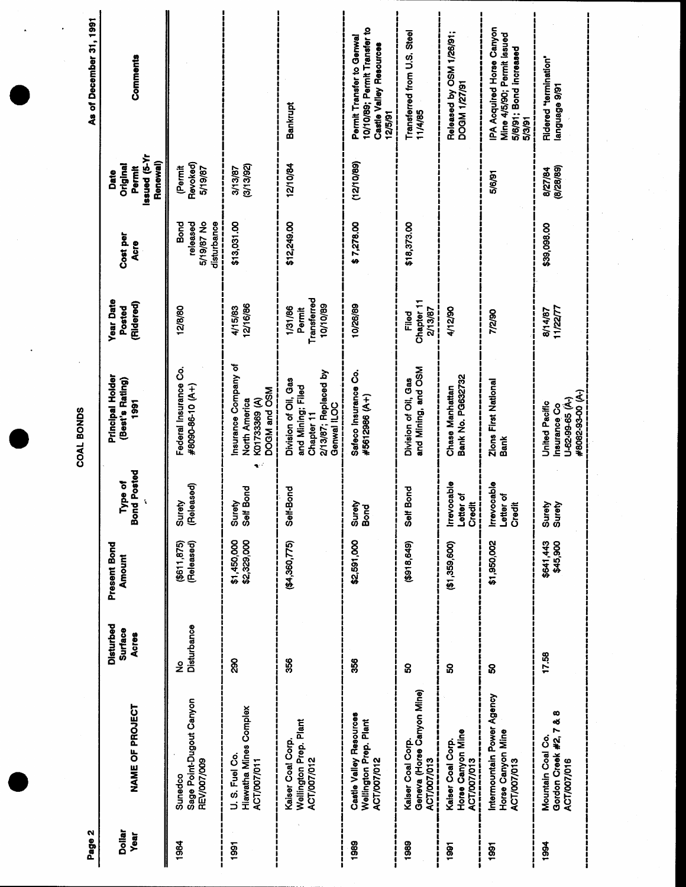# COAL BONDS

As of December 31, 1991

| Dollar Year | NAME OF PROJECT | Disturbed Surface Acres | Present Bond Amount | Type of Bond Posted | Principal Holder (Best's Rating) 1991 | Year Date Posted (Ridered) | Cost per Acre | Date Original Permit Issued (5-Yr Renewal) | Comments |
|---|---|---|---|---|---|---|---|---|---|
| 1984 | Sunedco Sage Point-Dugout Canyon REV/007/009 | No Disturbance | ($611,875) (Released) | Surety (Released) | Federal Insurance Co. #8090-86-10 (A+) | 12/8/80 | Bond released 5/19/87 No disturbance | (Permit Revoked) 5/19/87 | |
| 1991 | U. S. Fuel Co. Hiawatha Mines Complex ACT/007/011 | 290 | \$1,450,000 \$2,329,000 | Surety Self Bond | Insurance Company of North America K01733369 (A) DOGM and OSM | 4/15/83 12/16/86 | \$13,031.00 | 3/13/87 (3/13/92) | |
| | Kaiser Coal Corp. Wellington Prep. Plant ACT/007/012 | 356 | (\$4,360,775) | Self-Bond | Division of Oil, Gas and Mining; Filed Chapter 11 2/13/87; Replaced by Genwal ILOC | 1/31/86 Permit Transferred 10/10/89 | \$12,249.00 | 12/10/84 | Bankrupt |
| 1989 | Castle Valley Resources Wellington Prep. Plant ACT/007/012 | 356 | \$2,591,000 | Surety Bond | Safeco Insurance Co. #5612986 (A+) | 10/26/89 | \$ 7,278.00 | (12/10/89) | Permit Transfer to Genwal 10/10/89; Permit Transfer to Castle Valley Resources 12/5/91 |
| 1989 | Kaiser Coal Corp. Geneva (Horse Canyon Mine) ACT/007/013 | 50 | (\$918,649) | Self Bond | Division of Oil, Gas and Mining, and OSM | Filed Chapter 11 2/13/87 | \$18,373.00 | | Transferred from U.S. Steel 11/4/85 |
| 1991 | Kaiser Coal Corp. Horse Canyon Mine ACT/007/013 | 50 | (\$1,359,600) | Irrevocable Letter of Credit | Chase Manhattan Bank No. PG632732 | 4/12/90 | | | Released by OSM 1/26/91; DOGM 1/27/91 |
| 1991 | Intermountain Power Agency Horse Canyon Mine ACT/007/013 | 50 | \$1,950,002 | Irrevocable Letter of Credit | Zions First National Bank | 7/2/90 | | 5/6/91 | IPA Acquired Horse Canyon Mine 4/5/90; Permit Issued 5/6/91; Bond increased 5/3/91 |
| 1994 | Mountain Coal Co. Gordon Creek #2, 7 & 8 ACT/007/016 | 17.58 | \$641,443 \$45,900 | Surety Surety | United Pacific Insurance Co U-62-99-65 (A-) #8082-93-00 (A-) | 8/14/87 11/22/77 | \$39,098.00 | 8/27/84 (8/28/89) | Ridered "termination" language 9/91 |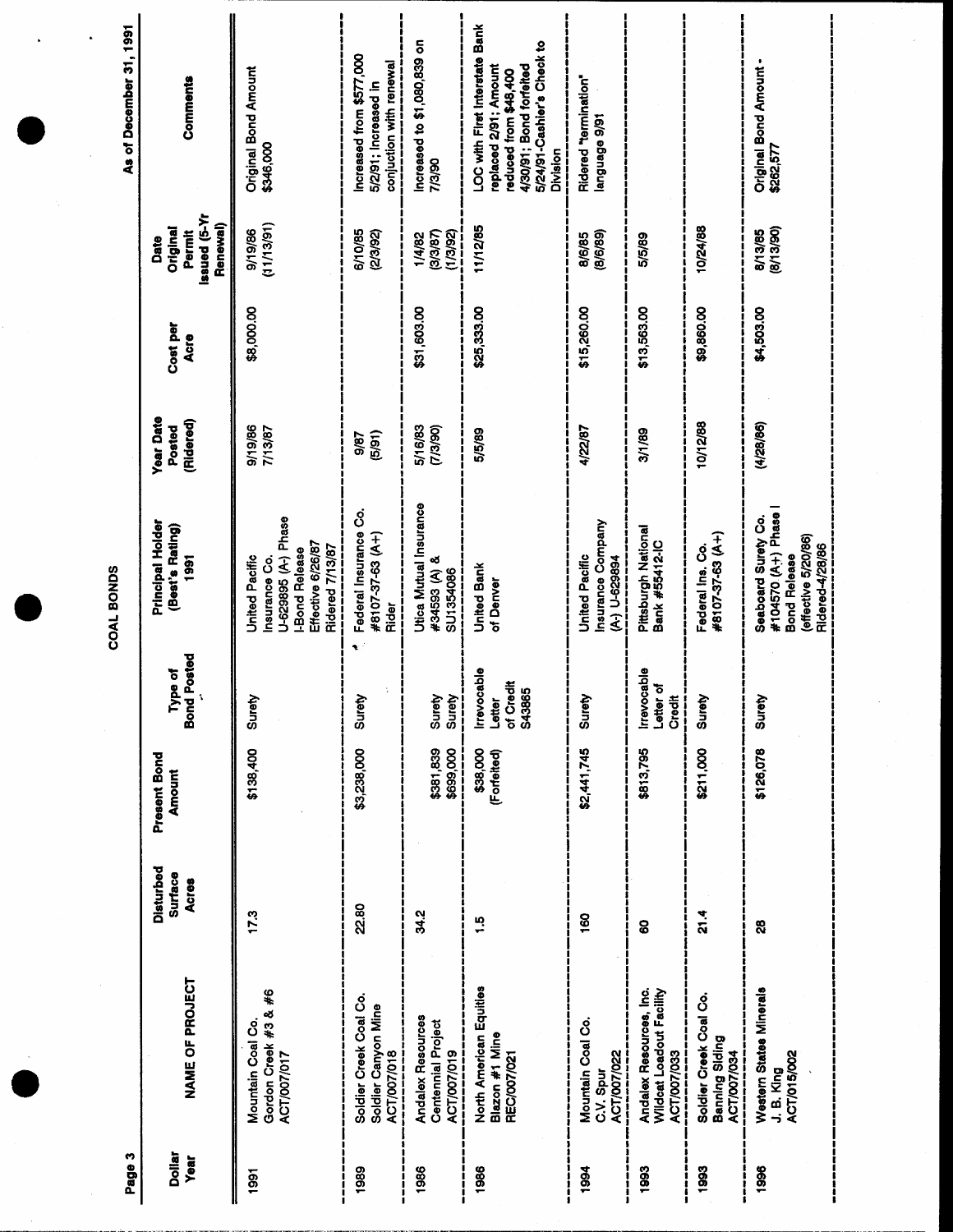# COAL BONDS

As of December 31, 1991

| Dollar Year | NAME OF PROJECT | Disturbed Surface Acres | Present Bond Amount | Type of Bond Posted | Principal Holder (Best's Rating) 1991 | Year Date Posted (Ridered) | Cost per Acre | Date Original Permit Issued (5-Yr Renewal) | Comments |
|---|---|---|---|---|---|---|---|---|---|
| 1991 | Mountain Coal Co. Gordon Creek #3 & #6 ACT/007/017 | 17.3 | $138,400 | Surety | United Pacific Insurance Co. U-629895 (A-) Phase I-Bond Release Effective 6/26/87 Ridered 7/13/87 | 9/19/86 7/13/87 | $8,000.00 | 9/19/86 (11/13/91) | Original Bond Amount $346,000 |
| 1989 | Soldier Creek Coal Co. Soldier Canyon Mine ACT/007/018 | 22.80 | $3,238,000 | Surety | Federal Insurance Co. #8107-37-63 (A+) Rider | 9/87 (5/91) | | 6/10/85 (2/3/92) | Increased from $577,000 5/2/91; Increased in conjuction with renewal |
| 1986 | Andalex Resources Centennial Project ACT/007/019 | 34.2 | $381,839 $699,000 | Surety Surety | Utica Mutual Insurance #34593 (A) & SU1354086 | 5/16/83 (7/3/90) | $31,603.00 | 1/4/82 (3/3/87) (1/3/92) | Increased to $1,080,839 on 7/3/90 |
| 1986 | North American Equities Blazon #1 Mine REC/007/021 | 1.5 | $38,000 (Forfeited) | Irrevocable Letter of Credit S43865 | United Bank of Denver | 5/5/89 | $25,333.00 | 11/12/85 | LOC with First Interstate Bank replaced 2/91; Amount reduced from $48,400 4/30/91; Bond forfeited 5/24/91-Cashier's Check to Division |
| 1994 | Mountain Coal Co. C.V. Spur ACT/007/022 | 160 | $2,441,745 | Surety | United Pacific Insurance Company (A-) U-629894 | 4/22/87 | $15,260.00 | 8/6/85 (8/6/89) | Ridered "termination" language 9/91 |
| 1993 | Andalex Resources, Inc. Wildcat Loadout Facility ACT/007/033 | 60 | $813,795 | Irrevocable Letter of Credit | Pittsburgh National Bank #55412-IC | 3/1/89 | $13,563.00 | 5/5/89 | |
| 1993 | Soldier Creek Coal Co. Banning Siding ACT/007/034 | 21.4 | $211,000 | Surety | Federal Ins. Co. #8107-37-63 (A+) | 10/12/88 | $9,860.00 | 10/24/88 | |
| 1996 | Western States Minerals J. B. King ACT/015/002 | 28 | $126,078 | Surety | Seaboard Surety Co. #104570 (A+) Phase I Bond Release (effective 5/20/86) Ridered-4/28/86 | (4/28/86) | $4,503.00 | 8/13/85 (8/13/90) | Original Bond Amount - $262,577 |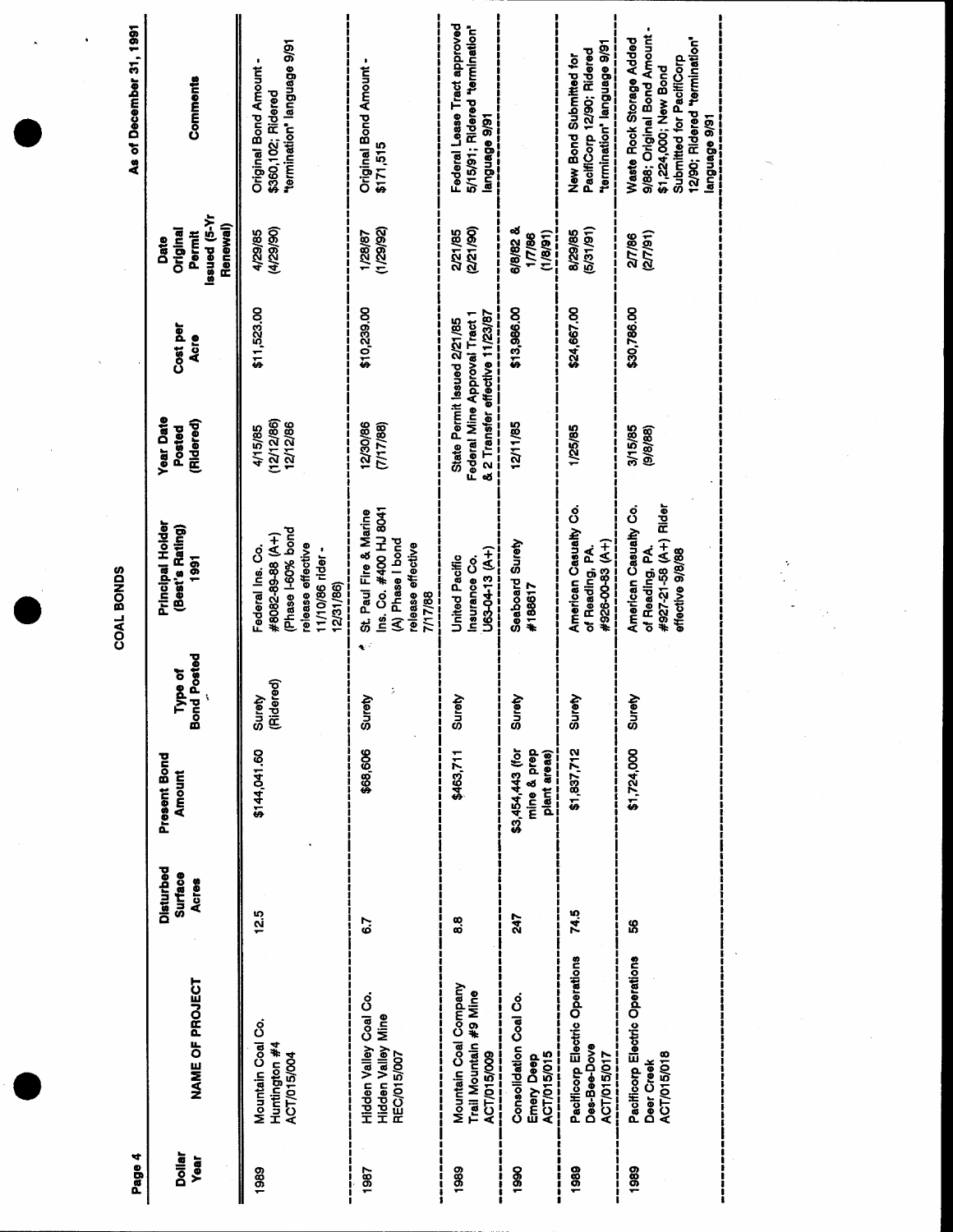# COAL BONDS

As of December 31, 1991

| Dollar Year | NAME OF PROJECT | Disturbed Surface Acres | Present Bond Amount | Type of Bond Posted | Principal Holder (Best's Rating) 1991 | Year Date Posted (Ridered) | Cost per Acre | Date Original Permit Issued (5-Yr Renewal) | Comments |
|---|---|---|---|---|---|---|---|---|---|
| 1989 | Mountain Coal Co. Huntington #4 ACT/015/004 | 12.5 | $144,041.60 | Surety (Ridered) | Federal Ins. Co. #8082-89-88 (A+) (Phase I-60% bond release effective 11/10/86 rider - 12/31/86) | 4/15/85 (12/12/86) 12/12/86 | $11,523.00 | 4/29/85 (4/29/90) | Original Bond Amount - $360,102; Ridered "termination" language 9/91 |
| 1987 | Hidden Valley Coal Co. Hidden Valley Mine REC/015/007 | 6.7 | $68,606 | Surety | St. Paul Fire & Marine Ins. Co. #400 HJ 8041 (A) Phase I bond release effective 7/17/88 | 12/30/86 (7/17/88) | $10,239.00 | 1/28/87 (1/29/92) | Original Bond Amount - $171,515 |
| 1989 | Mountain Coal Company Trail Mountain #9 Mine ACT/015/009 | 8.8 | $463,711 | Surety | United Pacific Insurance Co. U63-04-13 (A+) | State Permit Issued 2/21/85 Federal Mine Approval Tract 1 & 2 Transfer effective 11/23/87 | | 2/21/85 (2/21/90) | Federal Lease Tract approved 5/15/91; Ridered "termination" language 9/91 |
| 1990 | Consolidation Coal Co. Emery Deep ACT/015/015 | 247 | $3,454,443 (for mine & prep plant areas) | Surety | Seaboard Surety #188617 | 12/11/85 | $13,986.00 | 6/8/82 & 1/7/86 (1/8/91) | |
| 1989 | Pacificorp Electric Operations Des-Bee-Dove ACT/015/017 | 74.5 | $1,837,712 | Surety | American Casualty Co. of Reading, PA. #926-00-83 (A+) | 1/25/85 | $24,667.00 | 8/29/85 (5/31/91) | New Bond Submitted for PacifiCorp 12/90; Ridered "termination" language 9/91 |
| 1989 | Pacificorp Electric Operations Deer Creek ACT/015/018 | 56 | $1,724,000 | Surety | American Casualty Co. of Reading, PA. #927-21-58 (A+) Rider effective 9/8/88 | 3/15/85 (9/8/88) | $30,786.00 | 2/7/86 (2/7/91) | Waste Rock Storage Added 9/88; Original Bond Amount - $1,224,000; New Bond Submitted for PacifiCorp 12/90; Ridered "termination" language 9/91 |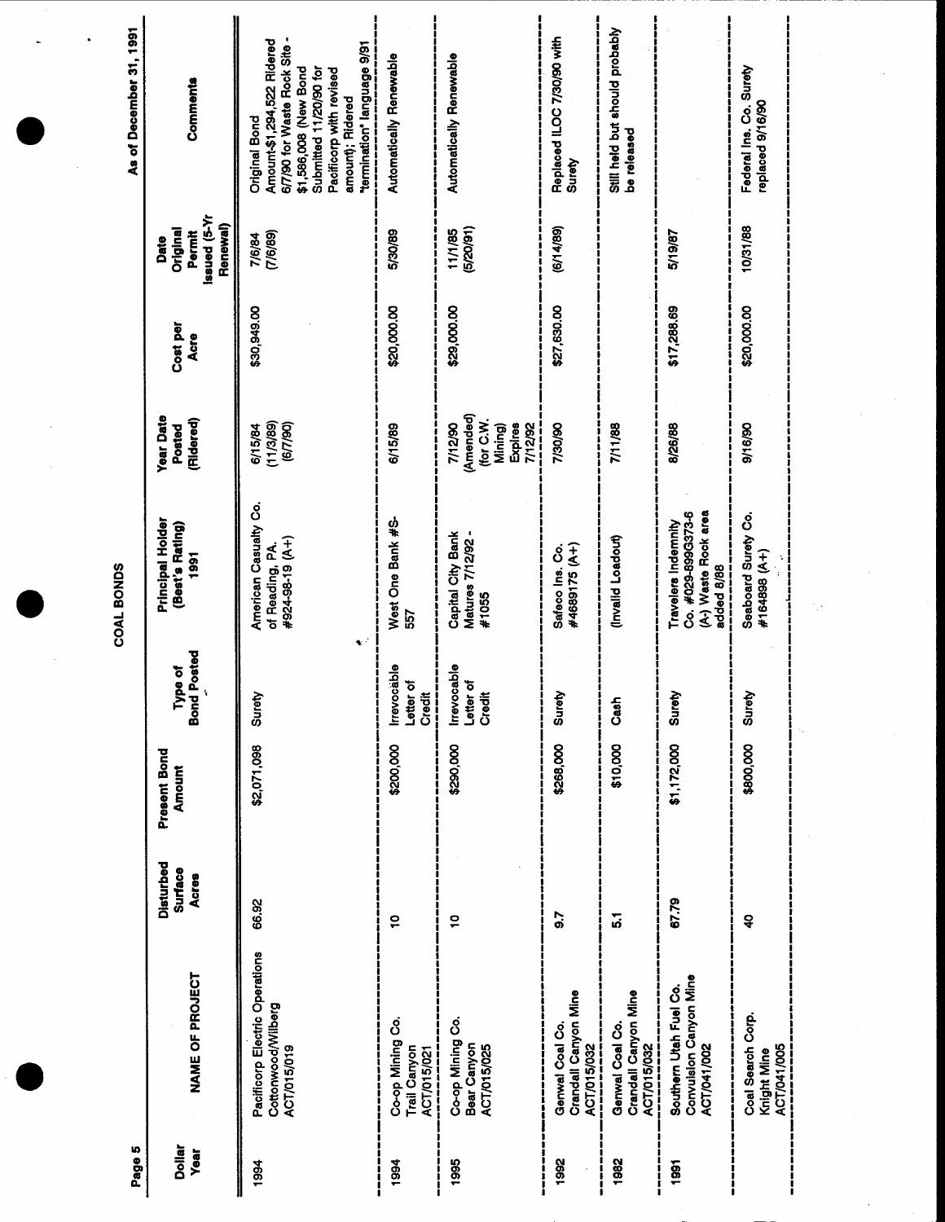# COAL BONDS

As of December 31, 1991

| Dollar Year | NAME OF PROJECT | Disturbed Surface Acres | Present Bond Amount | Type of Bond Posted | Principal Holder (Best's Rating) 1991 | Year Date Posted (Ridered) | Cost per Acre | Date Original Permit Issued (5-Yr Renewal) | Comments |
|---|---|---|---|---|---|---|---|---|---|
| 1994 | Pacificorp Electric Operations Cottonwood/Wilberg ACT/015/019 | 66.92 | $2,071,098 | Surety | American Casualty Co. of Reading, PA. #924-98-19 (A+) | 6/15/84 (11/3/89) (6/7/90) | $30,949.00 | 7/6/84 (7/6/89) | Original Bond Amount-$1,294,522 Ridered 6/7/90 for Waste Rock Site - $1,586,008 (New Bond Submitted 11/20/90 for Pacificorp with revised amount); Ridered "termination" language 9/91 |
| 1994 | Co-op Mining Co. Trail Canyon ACT/015/021 | 10 | $200,000 | Irrevocable Letter of Credit | West One Bank #S-557 | 6/15/89 | $20,000.00 | 5/30/89 | Automatically Renewable |
| 1995 | Co-op Mining Co. Bear Canyon ACT/015/025 | 10 | $290,000 | Irrevocable Letter of Credit | Capital City Bank Matures 7/12/92 - #1055 | 7/12/90 (Amended) (for C.W. Mining) Expires 7/12/92 | $29,000.00 | 11/1/85 (5/20/91) | Automatically Renewable |
| 1992 | Genwal Coal Co. Crandall Canyon Mine ACT/015/032 | 9.7 | $268,000 | Surety | Safeco Ins. Co. #4689175 (A+) | 7/30/90 | $27,630.00 | (6/14/89) | Replaced ILOC 7/30/90 with Surety |
| 1982 | Genwal Coal Co. Crandall Canyon Mine ACT/015/032 | 5.1 | $10,000 | Cash | (Invalid Loadout) | 7/11/88 | | | Still held but should probably be released |
| 1991 | Southern Utah Fuel Co. Convulsion Canyon Mine ACT/041/002 | 67.79 | $1,172,000 | Surety | Travelers Indemnity Co. #029-899G373-6 (A-) Waste Rock area added 8/88 | 8/26/88 | $17,288.69 | 5/19/87 | |
| | Coal Search Corp. Knight Mine ACT/041/005 | 40 | $800,000 | Surety | Seaboard Surety Co. #164898 (A+) | 9/16/90 | $20,000.00 | 10/31/88 | Federal Ins. Co. Surety replaced 9/16/90 |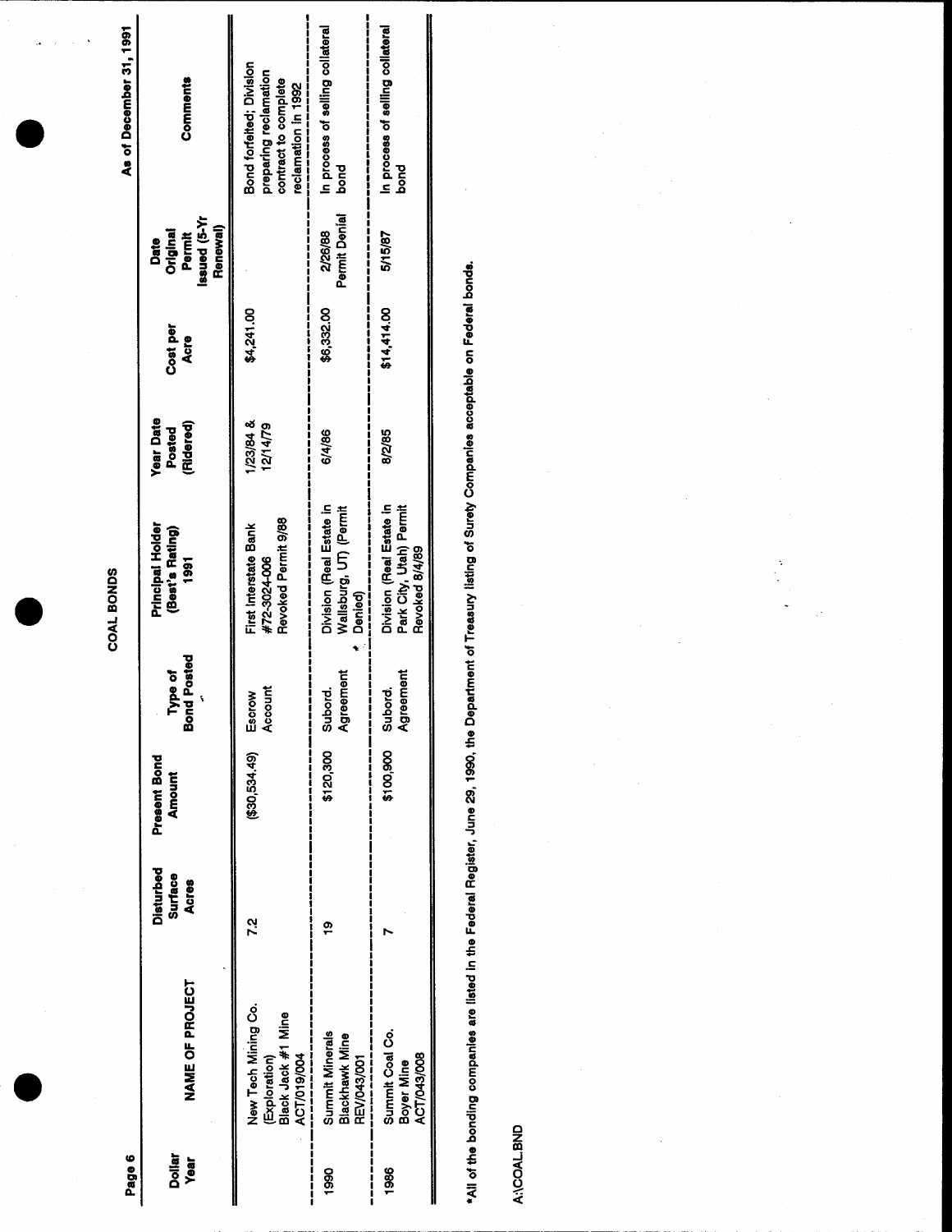# COAL BONDS

As of December 31, 1991

| Dollar Year | NAME OF PROJECT | Disturbed Surface Acres | Present Bond Amount | Type of Bond Posted | Principal Holder (Best's Rating) 1991 | Year Date Posted (Ridered) | Cost per Acre | Date Original Permit Issued (5-Yr Renewal) | Comments |
|---|---|---|---|---|---|---|---|---|---|
| | New Tech Mining Co. (Exploration) Black Jack #1 Mine ACT/019/004 | 7.2 | ($30,534.49) | Escrow Account | First Interstate Bank #72-3024-006 Revoked Permit 9/88 | 1/23/84 & 12/14/79 | $4,241.00 | | Bond forfeited; Division preparing reclamation contract to complete reclamation in 1992 |
| 1990 | Summit Minerals Blackhawk Mine REV/043/001 | 19 | $120,300 | Subord. Agreement | Division (Real Estate in Wallsburg, UT) (Permit Denied) | 6/4/86 | $6,332.00 | 2/26/88 Permit Denial | In process of selling collateral bond |
| 1986 | Summit Coal Co. Boyer Mine ACT/043/008 | 7 | $100,900 | Subord. Agreement | Division (Real Estate in Park City, Utah) Permit Revoked 8/4/89 | 8/2/85 | $14,414.00 | 5/15/87 | In process of selling collateral bond |

*All of the bonding companies are listed in the Federal Register, June 29, 1990, the Department of Treasury listing of Surety Companies acceptable on Federal bonds.

A:\COAL.BND